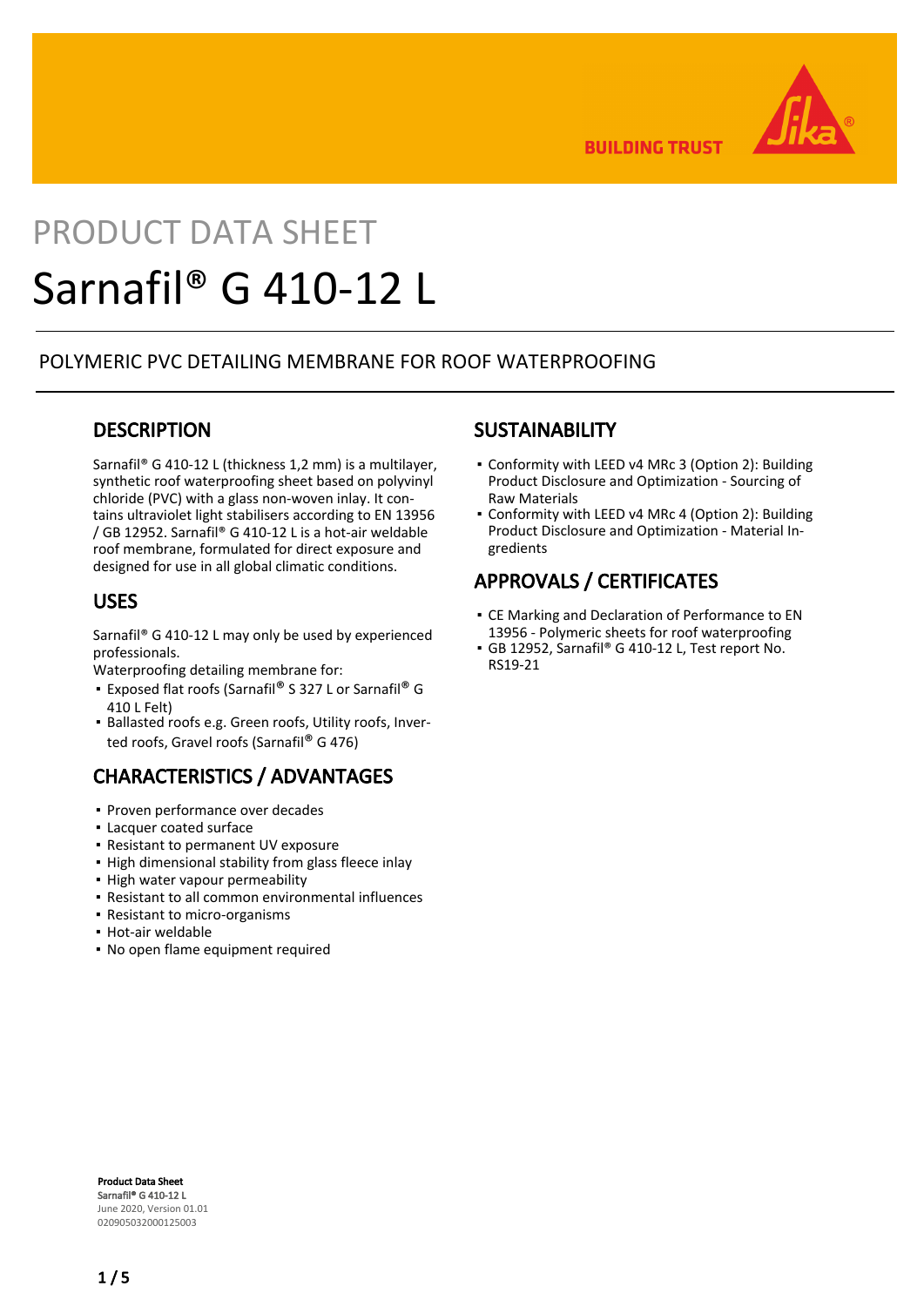PRODUCT DATA SHEET

# Sarnafil® G 410-12 L

POLYMERIC PVC DETAILING MEMBRANE FOR ROOF WATERPROOFING

## DESCRIPTION

Sarnafil® G 410-12 L (thickness 1,2 mm) is a multilayer, synthetic roof waterproofing sheet based on polyvinyl chloride (PVC) with a glass non-woven inlay. It contains ultraviolet light stabilisers according to EN 13956 / GB 12952. Sarnafil® G 410-12 L is a hot-air weldable roof membrane, formulated for direct exposure and designed for use in all global climatic conditions.

## USES

Sarnafil® G 410-12 L may only be used by experienced professionals.

Waterproofing detailing membrane for:

- Exposed flat roofs (Sarnafil® S 327 L or Sarnafil® G 410 L Felt)
- Ballasted roofs e.g. Green roofs, Utility roofs, Inverted roofs, Gravel roofs (Sarnafil® G 476)

## CHARACTERISTICS / ADVANTAGES

- Proven performance over decades
- Lacquer coated surface
- Resistant to permanent UV exposure
- High dimensional stability from glass fleece inlay
- High water vapour permeability
- Resistant to all common environmental influences
- Resistant to micro-organisms
- Hot-air weldable
- No open flame equipment required

## SUSTAINABILITY

- Conformity with LEED v4 MRc 3 (Option 2): Building Product Disclosure and Optimization - Sourcing of Raw Materials
- Conformity with LEED v4 MRc 4 (Option 2): Building Product Disclosure and Optimization - Material Ingredients

## APPROVALS / CERTIFICATES

- CE Marking and Declaration of Performance to EN 13956 - Polymeric sheets for roof waterproofing
- GB 12952, Sarnafil® G 410-12 L, Test report No. RS19-21

**Product Data Sheet**
**Sarnafil® G 410-12 L**
June 2020, Version 01.01
020905032000125003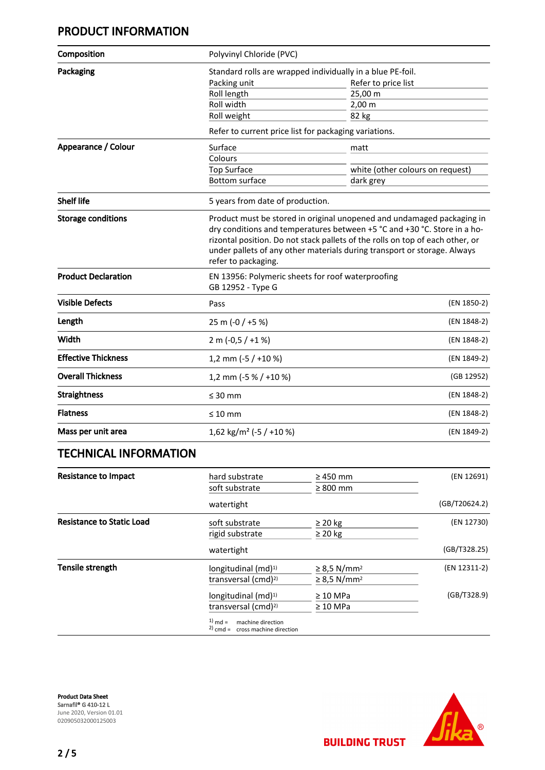## PRODUCT INFORMATION

| | | | |
|---|---|---|---|
| **Composition** | Polyvinyl Chloride (PVC) | | |
| **Packaging** | Standard rolls are wrapped individually in a blue PE-foil. | | |
| | Packing unit | Refer to price list | |
| | Roll length | 25,00 m | |
| | Roll width | 2,00 m | |
| | Roll weight | 82 kg | |
| | Refer to current price list for packaging variations. | | |
| **Appearance / Colour** | Surface | matt | |
| | Colours | | |
| | Top Surface | white (other colours on request) | |
| | Bottom surface | dark grey | |
| **Shelf life** | 5 years from date of production. | | |
| **Storage conditions** | Product must be stored in original unopened and undamaged packaging in dry conditions and temperatures between +5 °C and +30 °C. Store in a horizontal position. Do not stack pallets of the rolls on top of each other, or under pallets of any other materials during transport or storage. Always refer to packaging. | | |
| **Product Declaration** | EN 13956: Polymeric sheets for roof waterproofing<br>GB 12952 - Type G | | |
| **Visible Defects** | Pass | | (EN 1850-2) |
| **Length** | 25 m (-0 / +5 %) | | (EN 1848-2) |
| **Width** | 2 m (-0,5 / +1 %) | | (EN 1848-2) |
| **Effective Thickness** | 1,2 mm (-5 / +10 %) | | (EN 1849-2) |
| **Overall Thickness** | 1,2 mm (-5 % / +10 %) | | (GB 12952) |
| **Straightness** | ≤ 30 mm | | (EN 1848-2) |
| **Flatness** | ≤ 10 mm | | (EN 1848-2) |
| **Mass per unit area** | 1,62 kg/m² (-5 / +10 %) | | (EN 1849-2) |

## TECHNICAL INFORMATION

| | | | |
|---|---|---|---|
| **Resistance to Impact** | hard substrate | ≥ 450 mm | (EN 12691) |
| | soft substrate | ≥ 800 mm | |
| | watertight | | (GB/T20624.2) |
| **Resistance to Static Load** | soft substrate | ≥ 20 kg | (EN 12730) |
| | rigid substrate | ≥ 20 kg | |
| | watertight | | (GB/T328.25) |
| **Tensile strength** | longitudinal (md)[1] | ≥ 8,5 N/mm² | (EN 12311-2) |
| | transversal (cmd)[2] | ≥ 8,5 N/mm² | |
| | longitudinal (md)[1] | ≥ 10 MPa | (GB/T328.9) |
| | transversal (cmd)[2] | ≥ 10 MPa | |

[1] md = machine direction
[2] cmd = cross machine direction

**Product Data Sheet**
**Sarnafil® G 410-12 L**
June 2020, Version 01.01
020905032000125003

BUILDING TRUST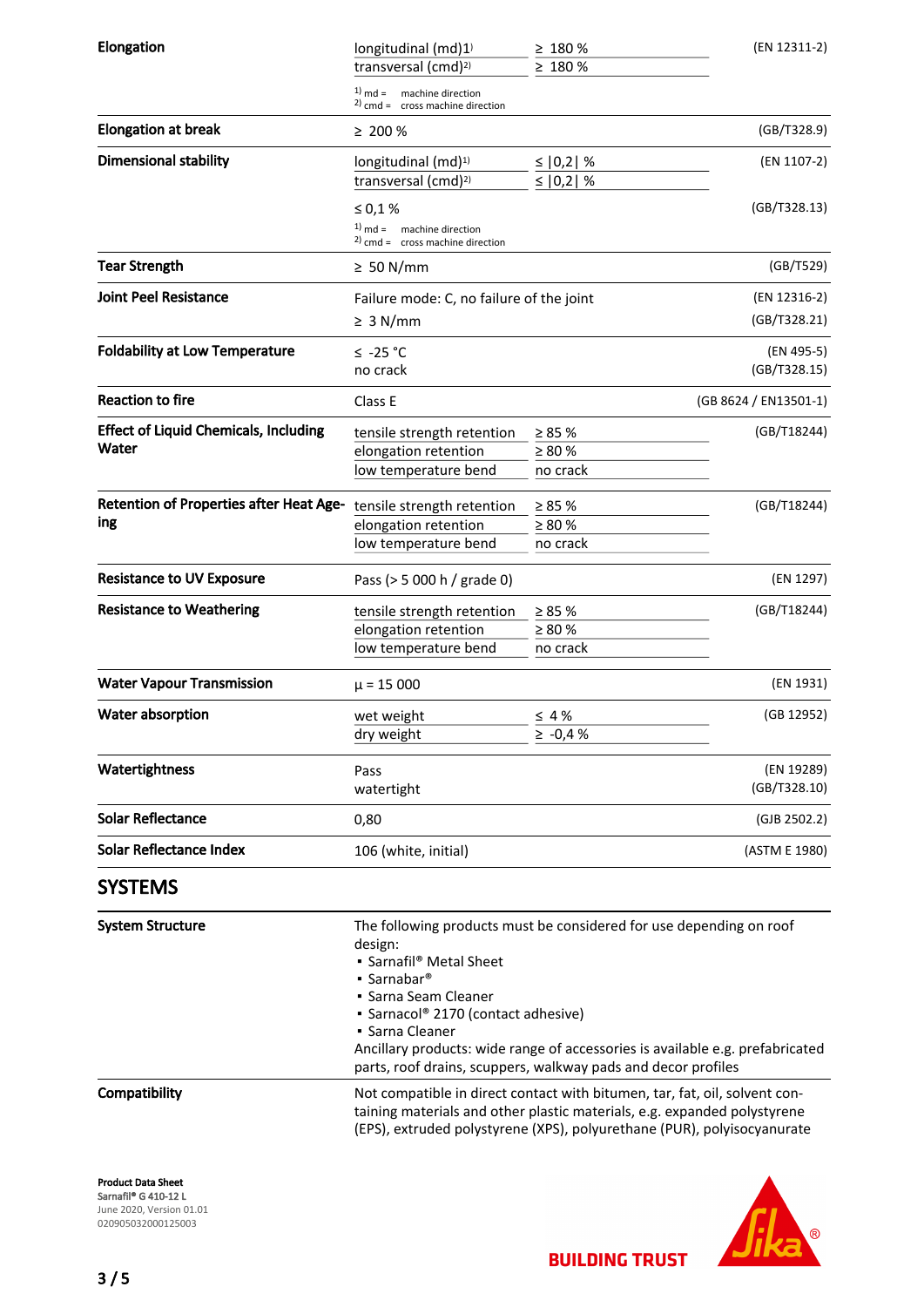| | | | |
|---|---|---|---|
| **Elongation** | longitudinal (md)[1] | ≥ 180 % | (EN 12311-2) |
| | transversal (cmd)[2] | ≥ 180 % | |
| | [1] md = machine direction<br>[2] cmd = cross machine direction | | |
| **Elongation at break** | ≥ 200 % | | (GB/T328.9) |
| **Dimensional stability** | longitudinal (md)[1] | ≤ \|0,2\| % | (EN 1107-2) |
| | transversal (cmd)[2] | ≤ \|0,2\| % | |
| | ≤ 0,1 % | | (GB/T328.13) |
| | [1] md = machine direction<br>[2] cmd = cross machine direction | | |
| **Tear Strength** | ≥ 50 N/mm | | (GB/T529) |
| **Joint Peel Resistance** | Failure mode: C, no failure of the joint | | (EN 12316-2) |
| | ≥ 3 N/mm | | (GB/T328.21) |
| **Foldability at Low Temperature** | ≤ -25 °C<br>no crack | | (EN 495-5)<br>(GB/T328.15) |
| **Reaction to fire** | Class E | | (GB 8624 / EN13501-1) |
| **Effect of Liquid Chemicals, Including Water** | tensile strength retention | ≥ 85 % | (GB/T18244) |
| | elongation retention | ≥ 80 % | |
| | low temperature bend | no crack | |
| **Retention of Properties after Heat Ageing** | tensile strength retention | ≥ 85 % | (GB/T18244) |
| | elongation retention | ≥ 80 % | |
| | low temperature bend | no crack | |
| **Resistance to UV Exposure** | Pass (> 5 000 h / grade 0) | | (EN 1297) |
| **Resistance to Weathering** | tensile strength retention | ≥ 85 % | (GB/T18244) |
| | elongation retention | ≥ 80 % | |
| | low temperature bend | no crack | |
| **Water Vapour Transmission** | $\mu$ = 15 000 | | (EN 1931) |
| **Water absorption** | wet weight | ≤ 4 % | (GB 12952) |
| | dry weight | ≥ -0,4 % | |
| **Watertightness** | Pass<br>watertight | | (EN 19289)<br>(GB/T328.10) |
| **Solar Reflectance** | 0,80 | | (GJB 2502.2) |
| **Solar Reflectance Index** | 106 (white, initial) | | (ASTM E 1980) |

## SYSTEMS

**System Structure**

The following products must be considered for use depending on roof design:

- Sarnafil® Metal Sheet
- Sarnabar®
- Sarna Seam Cleaner
- Sarnacol® 2170 (contact adhesive)
- Sarna Cleaner

Ancillary products: wide range of accessories is available e.g. prefabricated parts, roof drains, scuppers, walkway pads and decor profiles

**Compatibility**

Not compatible in direct contact with bitumen, tar, fat, oil, solvent containing materials and other plastic materials, e.g. expanded polystyrene (EPS), extruded polystyrene (XPS), polyurethane (PUR), polyisocyanurate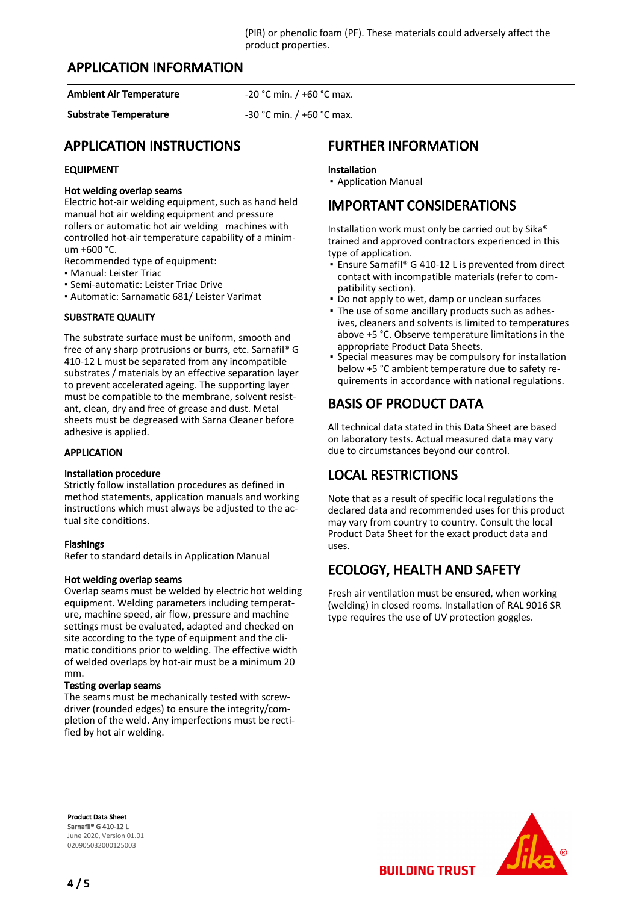(PIR) or phenolic foam (PF). These materials could adversely affect the product properties.

## APPLICATION INFORMATION

| | |
|---|---|
| **Ambient Air Temperature** | -20 °C min. / +60 °C max. |
| **Substrate Temperature** | -30 °C min. / +60 °C max. |

## APPLICATION INSTRUCTIONS

### EQUIPMENT

**Hot welding overlap seams**
Electric hot-air welding equipment, such as hand held manual hot air welding equipment and pressure rollers or automatic hot air welding machines with controlled hot-air temperature capability of a minimum +600 °C.
Recommended type of equipment:

- Manual: Leister Triac
- Semi-automatic: Leister Triac Drive
- Automatic: Sarnamatic 681/ Leister Varimat

### SUBSTRATE QUALITY

The substrate surface must be uniform, smooth and free of any sharp protrusions or burrs, etc. Sarnafil® G 410-12 L must be separated from any incompatible substrates / materials by an effective separation layer to prevent accelerated ageing. The supporting layer must be compatible to the membrane, solvent resistant, clean, dry and free of grease and dust. Metal sheets must be degreased with Sarna Cleaner before adhesive is applied.

### APPLICATION

**Installation procedure**
Strictly follow installation procedures as defined in method statements, application manuals and working instructions which must always be adjusted to the actual site conditions.

**Flashings**
Refer to standard details in Application Manual

**Hot welding overlap seams**
Overlap seams must be welded by electric hot welding equipment. Welding parameters including temperature, machine speed, air flow, pressure and machine settings must be evaluated, adapted and checked on site according to the type of equipment and the climatic conditions prior to welding. The effective width of welded overlaps by hot-air must be a minimum 20 mm.

**Testing overlap seams**
The seams must be mechanically tested with screwdriver (rounded edges) to ensure the integrity/completion of the weld. Any imperfections must be rectified by hot air welding.

## FURTHER INFORMATION

**Installation**

- Application Manual

## IMPORTANT CONSIDERATIONS

Installation work must only be carried out by Sika® trained and approved contractors experienced in this type of application.

- Ensure Sarnafil® G 410-12 L is prevented from direct contact with incompatible materials (refer to compatibility section).
- Do not apply to wet, damp or unclean surfaces
- The use of some ancillary products such as adhesives, cleaners and solvents is limited to temperatures above +5 °C. Observe temperature limitations in the appropriate Product Data Sheets.
- Special measures may be compulsory for installation below +5 °C ambient temperature due to safety requirements in accordance with national regulations.

## BASIS OF PRODUCT DATA

All technical data stated in this Data Sheet are based on laboratory tests. Actual measured data may vary due to circumstances beyond our control.

## LOCAL RESTRICTIONS

Note that as a result of specific local regulations the declared data and recommended uses for this product may vary from country to country. Consult the local Product Data Sheet for the exact product data and uses.

## ECOLOGY, HEALTH AND SAFETY

Fresh air ventilation must be ensured, when working (welding) in closed rooms. Installation of RAL 9016 SR type requires the use of UV protection goggles.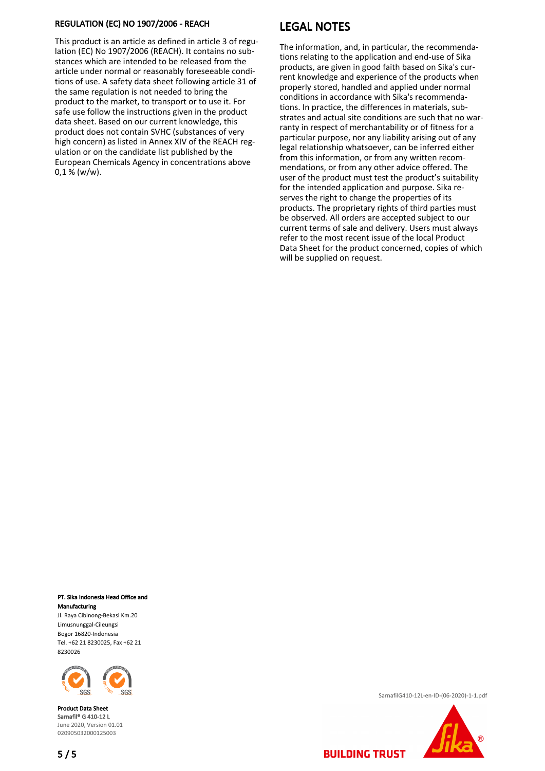### REGULATION (EC) NO 1907/2006 - REACH

This product is an article as defined in article 3 of regulation (EC) No 1907/2006 (REACH). It contains no substances which are intended to be released from the article under normal or reasonably foreseeable conditions of use. A safety data sheet following article 31 of the same regulation is not needed to bring the product to the market, to transport or to use it. For safe use follow the instructions given in the product data sheet. Based on our current knowledge, this product does not contain SVHC (substances of very high concern) as listed in Annex XIV of the REACH regulation or on the candidate list published by the European Chemicals Agency in concentrations above 0,1 % (w/w).

## LEGAL NOTES

The information, and, in particular, the recommendations relating to the application and end-use of Sika products, are given in good faith based on Sika's current knowledge and experience of the products when properly stored, handled and applied under normal conditions in accordance with Sika's recommendations. In practice, the differences in materials, substrates and actual site conditions are such that no warranty in respect of merchantability or of fitness for a particular purpose, nor any liability arising out of any legal relationship whatsoever, can be inferred either from this information, or from any written recommendations, or from any other advice offered. The user of the product must test the product's suitability for the intended application and purpose. Sika reserves the right to change the properties of its products. The proprietary rights of third parties must be observed. All orders are accepted subject to our current terms of sale and delivery. Users must always refer to the most recent issue of the local Product Data Sheet for the product concerned, copies of which will be supplied on request.

**PT. Sika Indonesia Head Office and Manufacturing**
Jl. Raya Cibinong-Bekasi Km.20
Limusnunggal-Cileungsi
Bogor 16820-Indonesia
Tel. +62 21 8230025, Fax +62 21 8230026

**Product Data Sheet**
Sarnafil® G 410-12 L
June 2020, Version 01.01
020905032000125003

SarnafilG410-12L-en-ID-(06-2020)-1-1.pdf

BUILDING TRUST